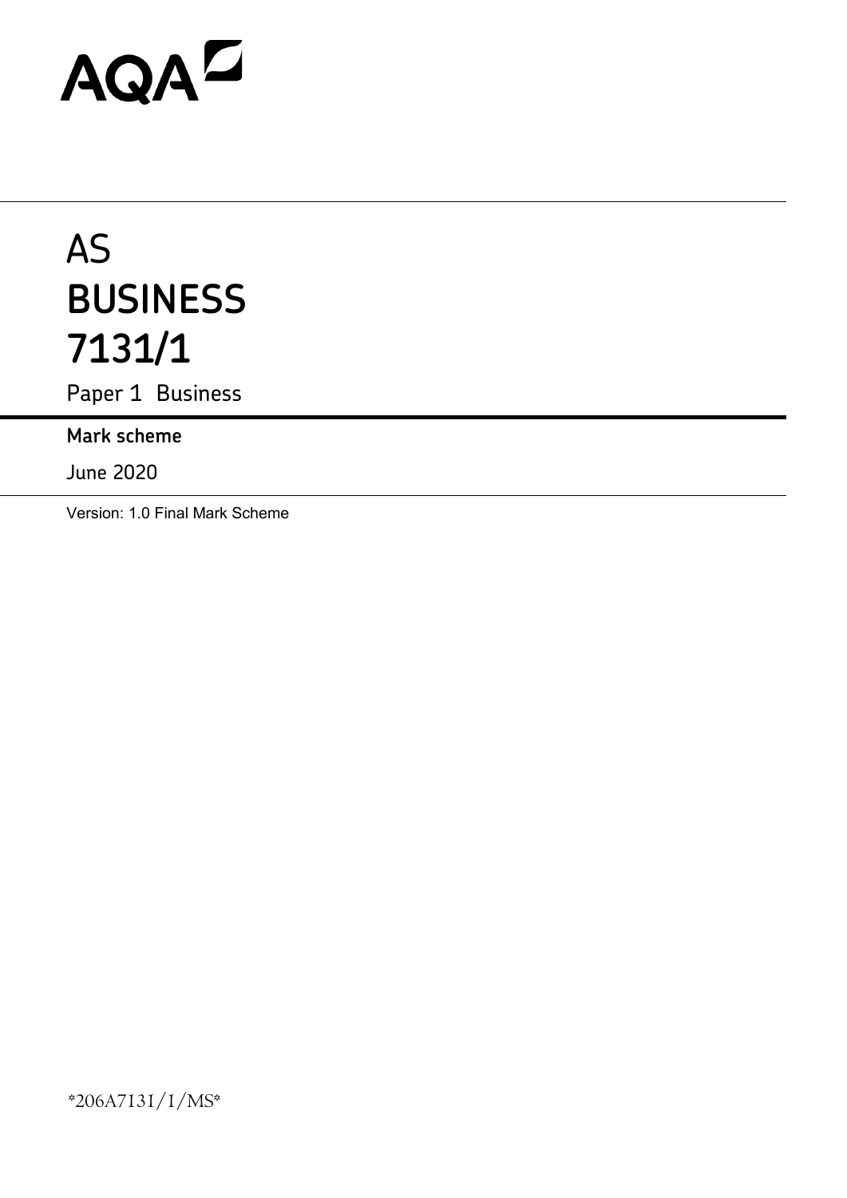AQA

# AS
# BUSINESS
# 7131/1

Paper 1 Business

**Mark scheme**

June 2020

Version: 1.0 Final Mark Scheme

*206A7131/1/MS*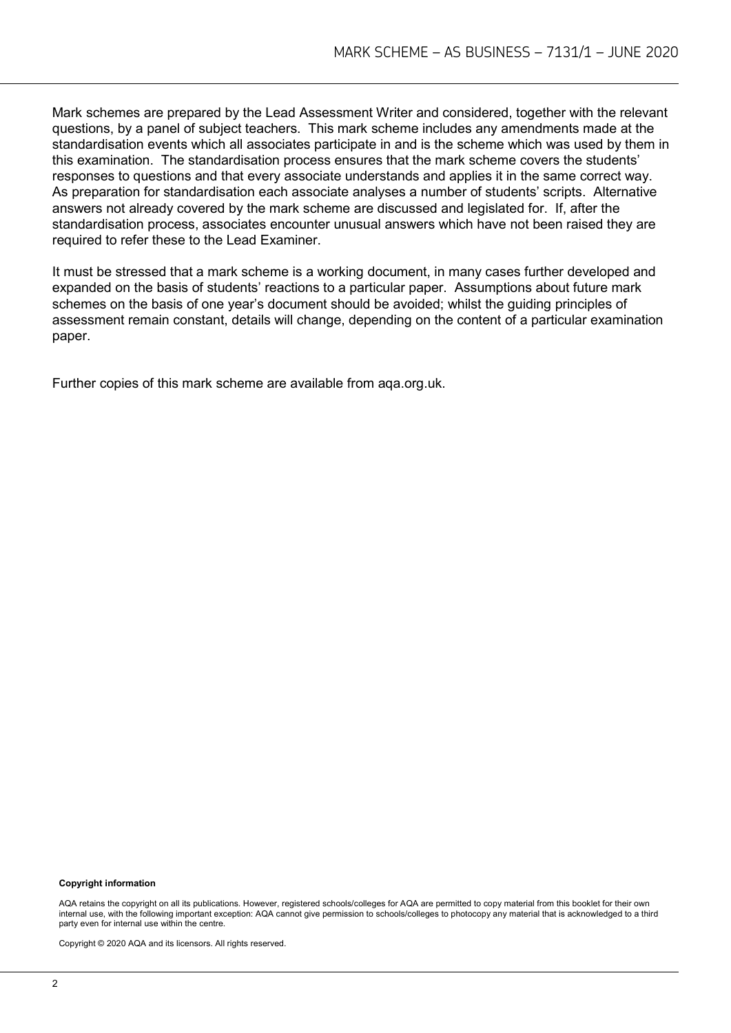Mark schemes are prepared by the Lead Assessment Writer and considered, together with the relevant questions, by a panel of subject teachers. This mark scheme includes any amendments made at the standardisation events which all associates participate in and is the scheme which was used by them in this examination. The standardisation process ensures that the mark scheme covers the students' responses to questions and that every associate understands and applies it in the same correct way. As preparation for standardisation each associate analyses a number of students' scripts. Alternative answers not already covered by the mark scheme are discussed and legislated for. If, after the standardisation process, associates encounter unusual answers which have not been raised they are required to refer these to the Lead Examiner.

It must be stressed that a mark scheme is a working document, in many cases further developed and expanded on the basis of students' reactions to a particular paper. Assumptions about future mark schemes on the basis of one year's document should be avoided; whilst the guiding principles of assessment remain constant, details will change, depending on the content of a particular examination paper.

Further copies of this mark scheme are available from aqa.org.uk.

**Copyright information**

AQA retains the copyright on all its publications. However, registered schools/colleges for AQA are permitted to copy material from this booklet for their own internal use, with the following important exception: AQA cannot give permission to schools/colleges to photocopy any material that is acknowledged to a third party even for internal use within the centre.

Copyright © 2020 AQA and its licensors. All rights reserved.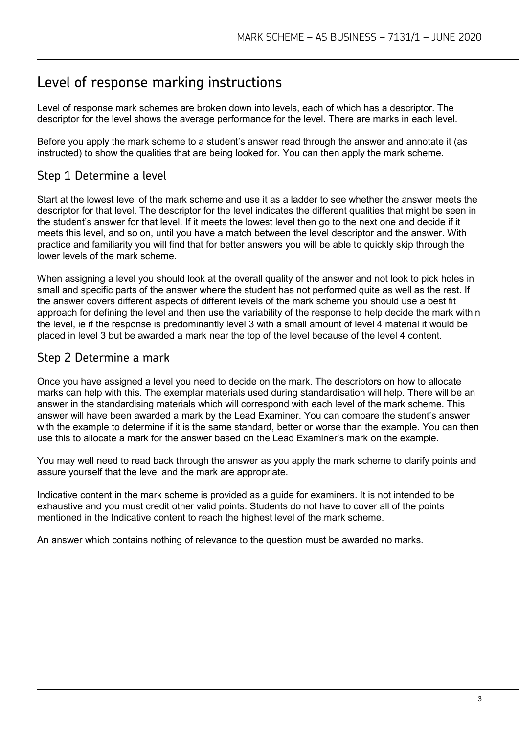# Level of response marking instructions

Level of response mark schemes are broken down into levels, each of which has a descriptor. The descriptor for the level shows the average performance for the level. There are marks in each level.

Before you apply the mark scheme to a student's answer read through the answer and annotate it (as instructed) to show the qualities that are being looked for. You can then apply the mark scheme.

## Step 1 Determine a level

Start at the lowest level of the mark scheme and use it as a ladder to see whether the answer meets the descriptor for that level. The descriptor for the level indicates the different qualities that might be seen in the student's answer for that level. If it meets the lowest level then go to the next one and decide if it meets this level, and so on, until you have a match between the level descriptor and the answer. With practice and familiarity you will find that for better answers you will be able to quickly skip through the lower levels of the mark scheme.

When assigning a level you should look at the overall quality of the answer and not look to pick holes in small and specific parts of the answer where the student has not performed quite as well as the rest. If the answer covers different aspects of different levels of the mark scheme you should use a best fit approach for defining the level and then use the variability of the response to help decide the mark within the level, ie if the response is predominantly level 3 with a small amount of level 4 material it would be placed in level 3 but be awarded a mark near the top of the level because of the level 4 content.

## Step 2 Determine a mark

Once you have assigned a level you need to decide on the mark. The descriptors on how to allocate marks can help with this. The exemplar materials used during standardisation will help. There will be an answer in the standardising materials which will correspond with each level of the mark scheme. This answer will have been awarded a mark by the Lead Examiner. You can compare the student's answer with the example to determine if it is the same standard, better or worse than the example. You can then use this to allocate a mark for the answer based on the Lead Examiner's mark on the example.

You may well need to read back through the answer as you apply the mark scheme to clarify points and assure yourself that the level and the mark are appropriate.

Indicative content in the mark scheme is provided as a guide for examiners. It is not intended to be exhaustive and you must credit other valid points. Students do not have to cover all of the points mentioned in the Indicative content to reach the highest level of the mark scheme.

An answer which contains nothing of relevance to the question must be awarded no marks.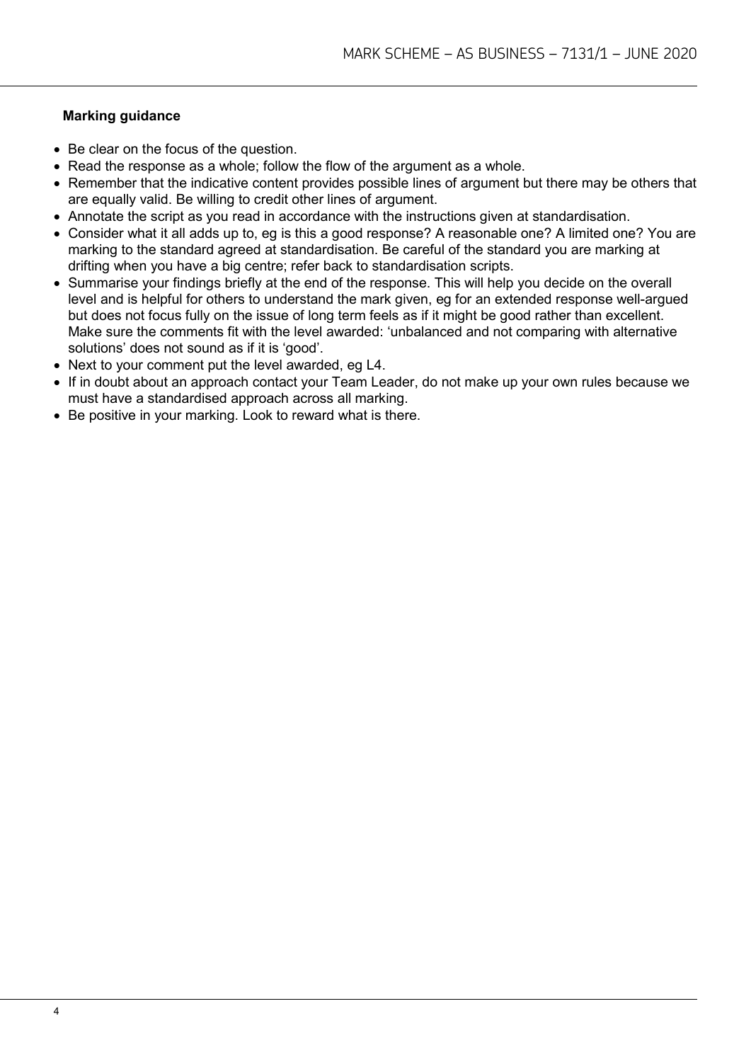**Marking guidance**

- Be clear on the focus of the question.
- Read the response as a whole; follow the flow of the argument as a whole.
- Remember that the indicative content provides possible lines of argument but there may be others that are equally valid. Be willing to credit other lines of argument.
- Annotate the script as you read in accordance with the instructions given at standardisation.
- Consider what it all adds up to, eg is this a good response? A reasonable one? A limited one? You are marking to the standard agreed at standardisation. Be careful of the standard you are marking at drifting when you have a big centre; refer back to standardisation scripts.
- Summarise your findings briefly at the end of the response. This will help you decide on the overall level and is helpful for others to understand the mark given, eg for an extended response well-argued but does not focus fully on the issue of long term feels as if it might be good rather than excellent. Make sure the comments fit with the level awarded: 'unbalanced and not comparing with alternative solutions' does not sound as if it is 'good'.
- Next to your comment put the level awarded, eg L4.
- If in doubt about an approach contact your Team Leader, do not make up your own rules because we must have a standardised approach across all marking.
- Be positive in your marking. Look to reward what is there.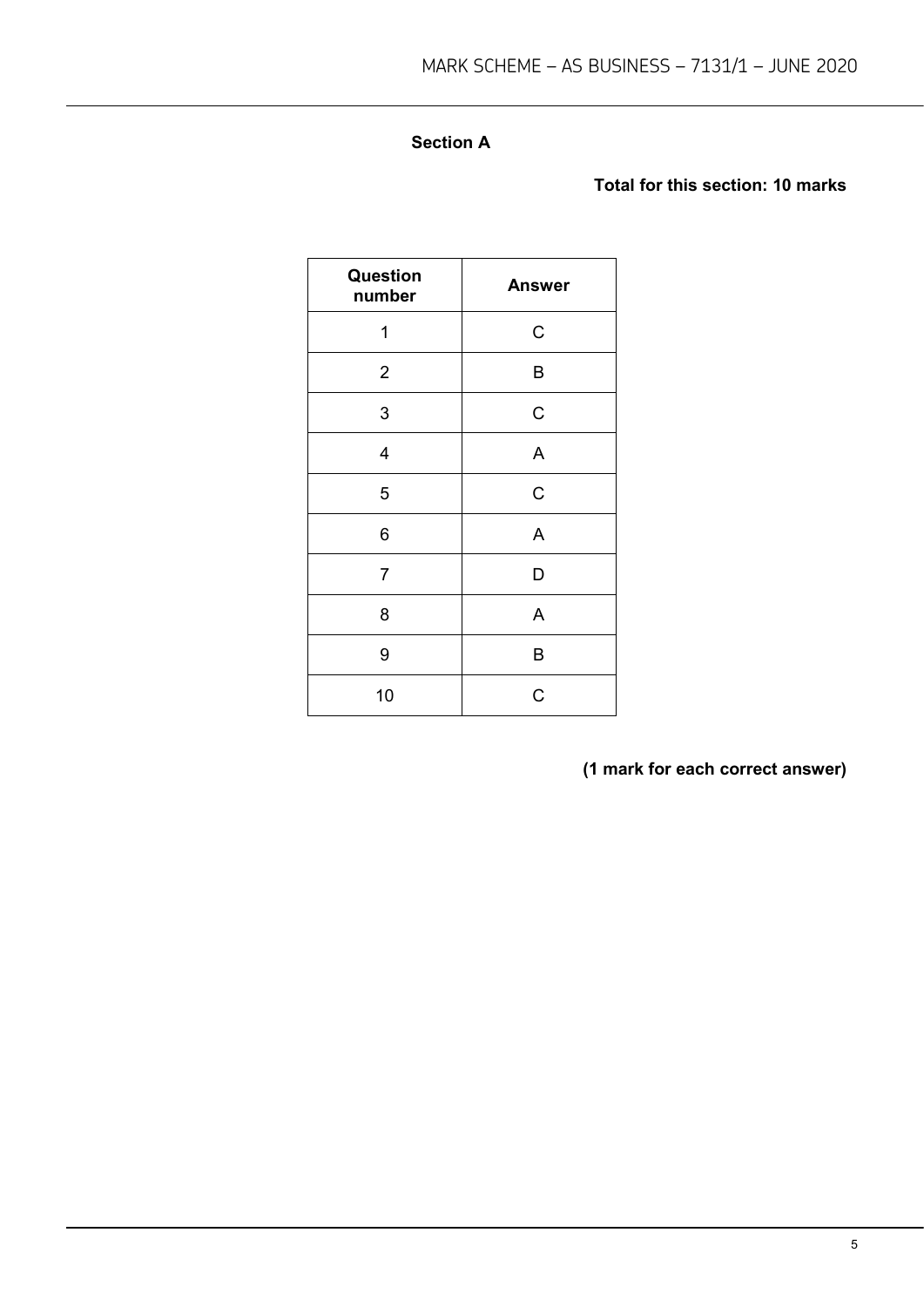**Section A**

**Total for this section: 10 marks**

| Question number | Answer |
| --- | --- |
| 1 | C |
| 2 | B |
| 3 | C |
| 4 | A |
| 5 | C |
| 6 | A |
| 7 | D |
| 8 | A |
| 9 | B |
| 10 | C |

**(1 mark for each correct answer)**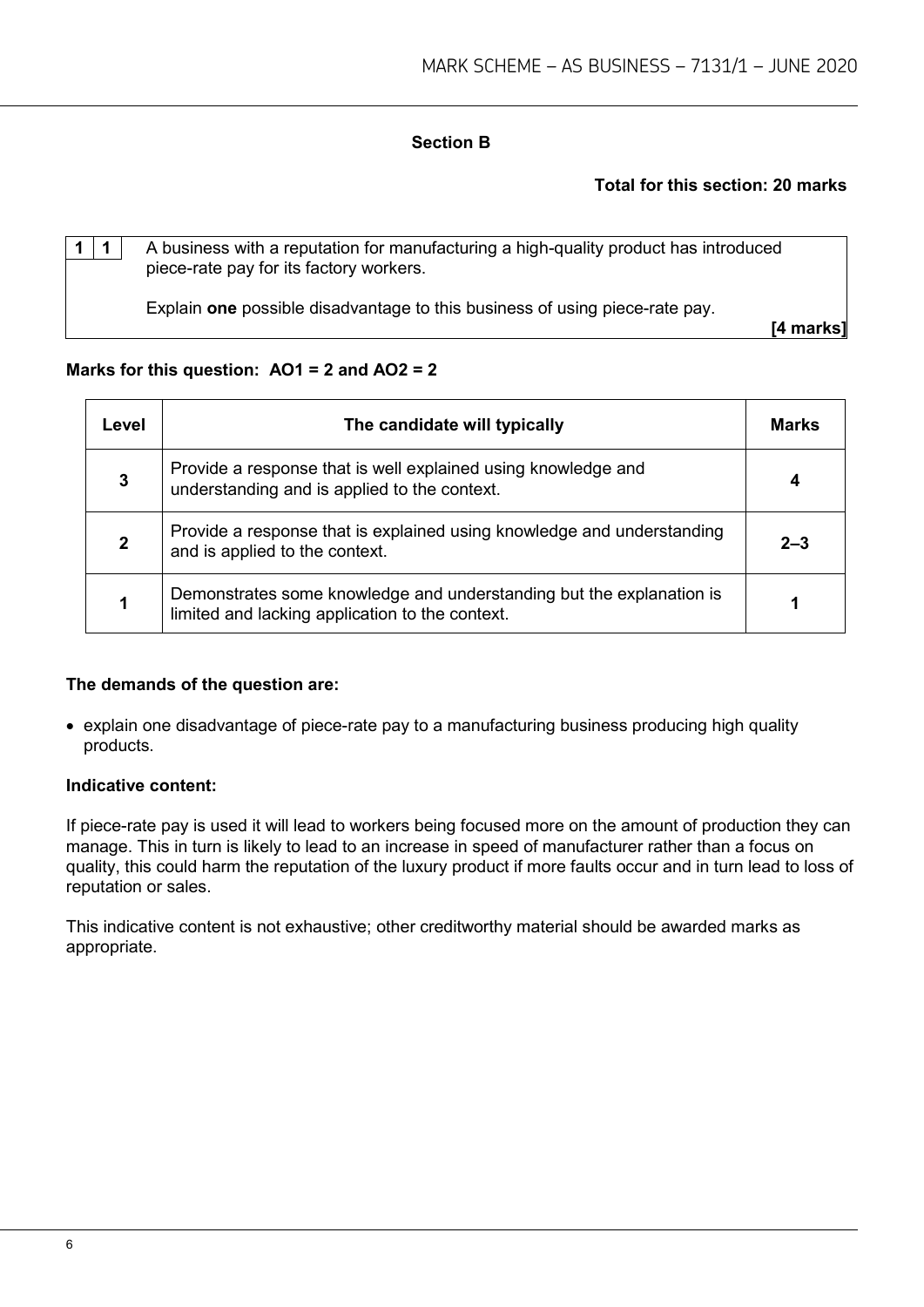## Section B

**Total for this section: 20 marks**

| **1** | **1** | A business with a reputation for manufacturing a high-quality product has introduced piece-rate pay for its factory workers.<br><br>Explain **one** possible disadvantage to this business of using piece-rate pay. **[4 marks]** |
|---|---|---|

**Marks for this question: AO1 = 2 and AO2 = 2**

| Level | The candidate will typically | Marks |
|---|---|---|
| 3 | Provide a response that is well explained using knowledge and understanding and is applied to the context. | 4 |
| 2 | Provide a response that is explained using knowledge and understanding and is applied to the context. | 2–3 |
| 1 | Demonstrates some knowledge and understanding but the explanation is limited and lacking application to the context. | 1 |

**The demands of the question are:**

- explain one disadvantage of piece-rate pay to a manufacturing business producing high quality products.

**Indicative content:**

If piece-rate pay is used it will lead to workers being focused more on the amount of production they can manage. This in turn is likely to lead to an increase in speed of manufacturer rather than a focus on quality, this could harm the reputation of the luxury product if more faults occur and in turn lead to loss of reputation or sales.

This indicative content is not exhaustive; other creditworthy material should be awarded marks as appropriate.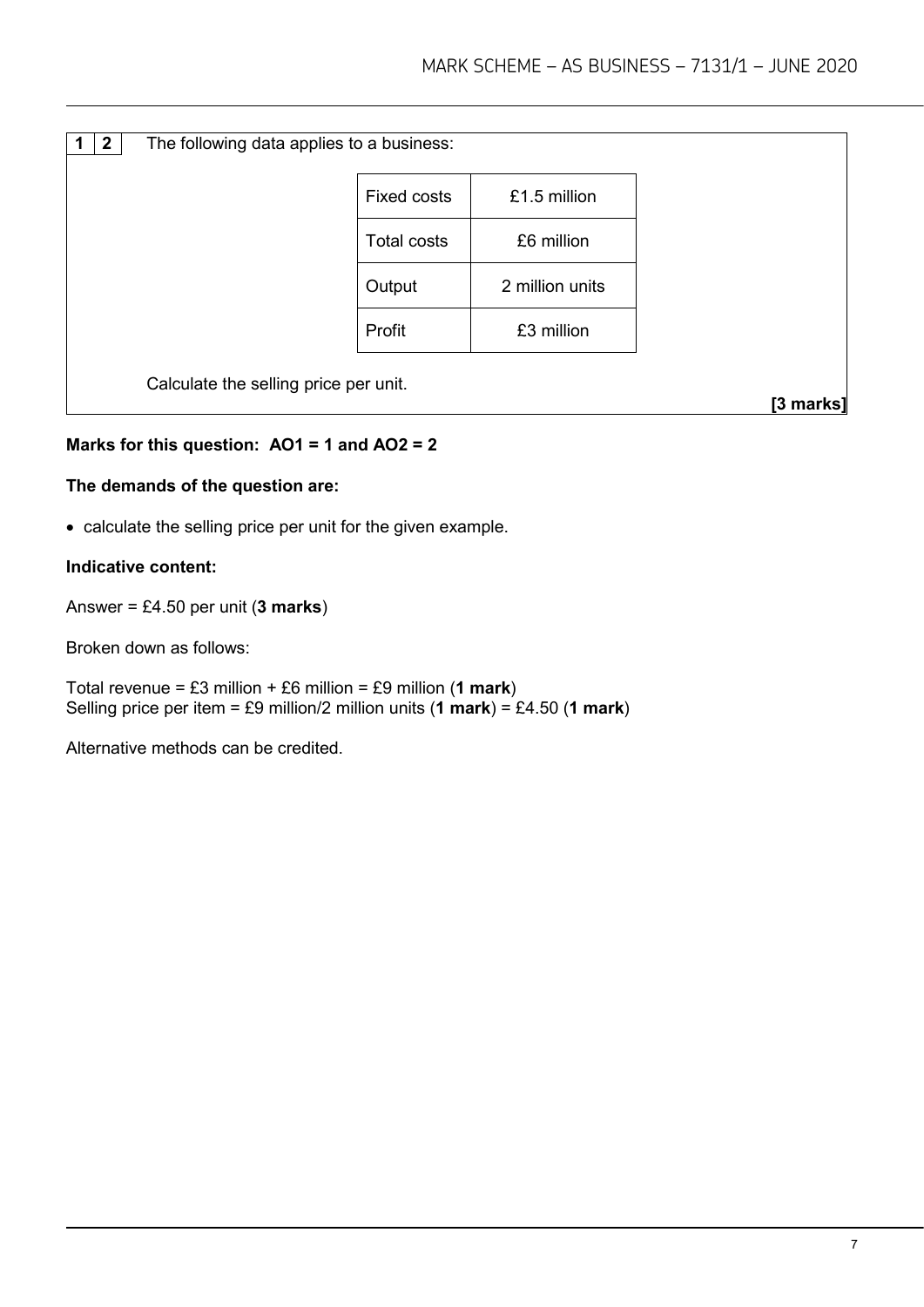**1 2** The following data applies to a business:

| | |
|---|---|
| Fixed costs | £1.5 million |
| Total costs | £6 million |
| Output | 2 million units |
| Profit | £3 million |

Calculate the selling price per unit.

**[3 marks]**

**Marks for this question: AO1 = 1 and AO2 = 2**

**The demands of the question are:**

- calculate the selling price per unit for the given example.

**Indicative content:**

Answer = £4.50 per unit (**3 marks**)

Broken down as follows:

Total revenue = £3 million + £6 million = £9 million (**1 mark**)
Selling price per item = £9 million/2 million units (**1 mark**) = £4.50 (**1 mark**)

Alternative methods can be credited.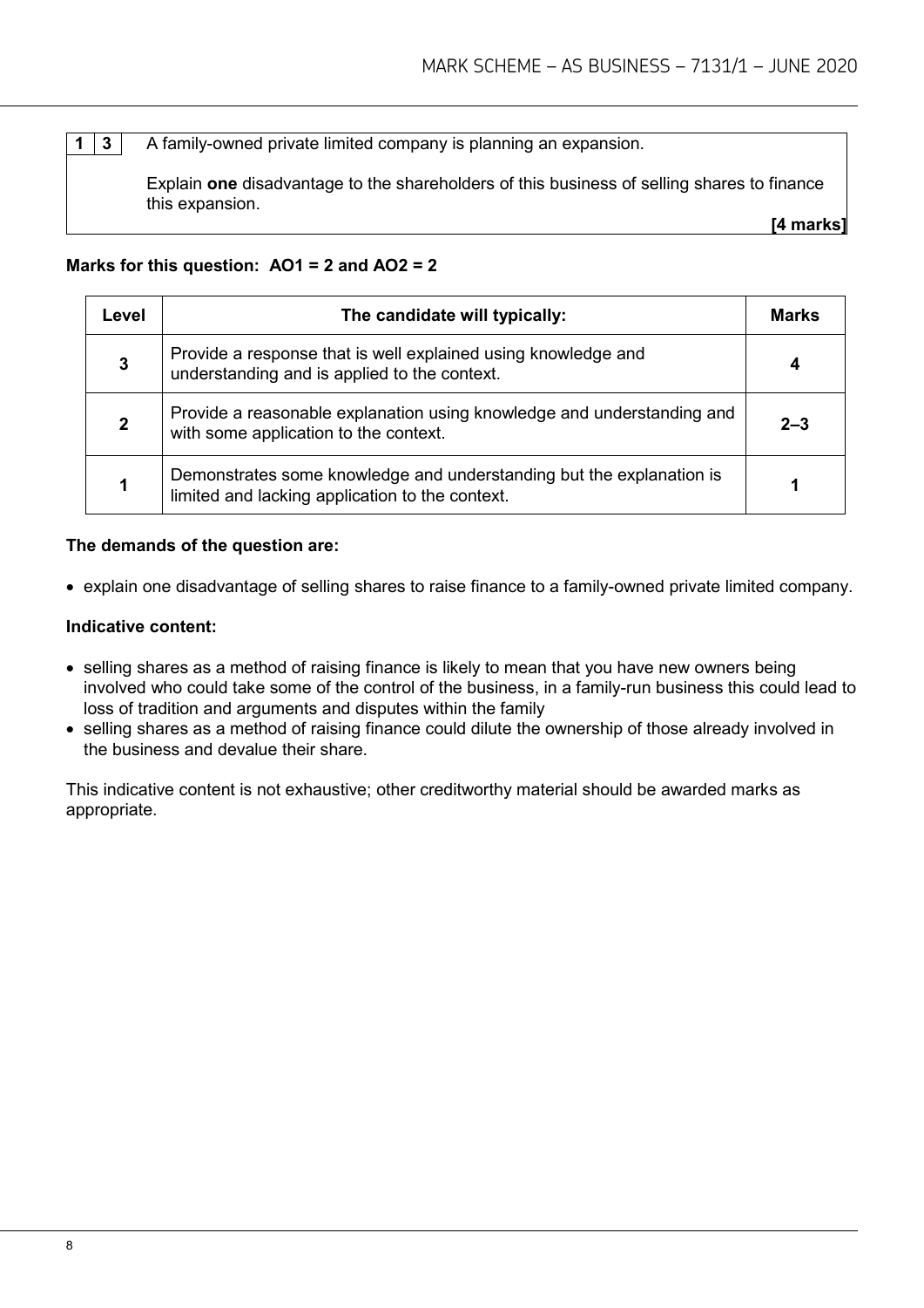| 1 | 3 | A family-owned private limited company is planning an expansion.<br><br>Explain **one** disadvantage to the shareholders of this business of selling shares to finance this expansion.<br><br>**[4 marks]** |
|---|---|---|

**Marks for this question: AO1 = 2 and AO2 = 2**

| Level | The candidate will typically: | Marks |
|---|---|---|
| 3 | Provide a response that is well explained using knowledge and understanding and is applied to the context. | 4 |
| 2 | Provide a reasonable explanation using knowledge and understanding and with some application to the context. | 2–3 |
| 1 | Demonstrates some knowledge and understanding but the explanation is limited and lacking application to the context. | 1 |

**The demands of the question are:**

- explain one disadvantage of selling shares to raise finance to a family-owned private limited company.

**Indicative content:**

- selling shares as a method of raising finance is likely to mean that you have new owners being involved who could take some of the control of the business, in a family-run business this could lead to loss of tradition and arguments and disputes within the family
- selling shares as a method of raising finance could dilute the ownership of those already involved in the business and devalue their share.

This indicative content is not exhaustive; other creditworthy material should be awarded marks as appropriate.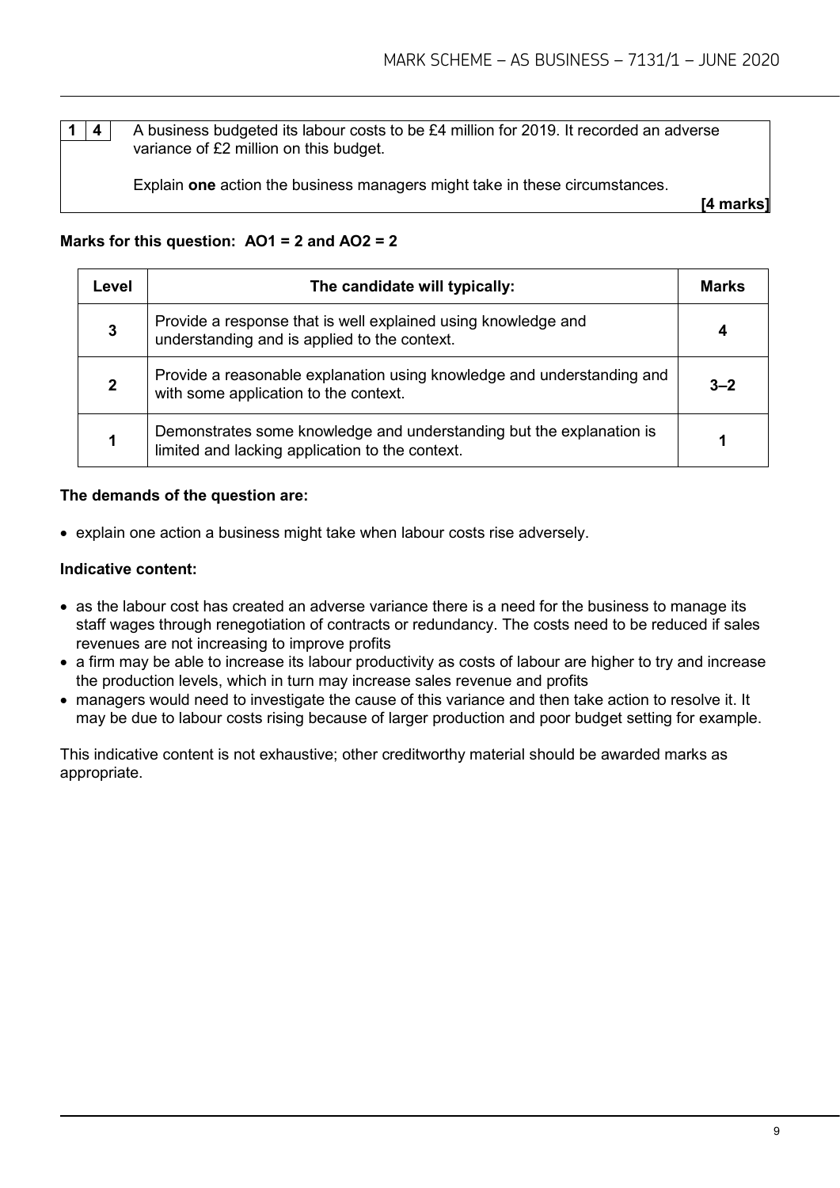| 1 | 4 | A business budgeted its labour costs to be £4 million for 2019. It recorded an adverse variance of £2 million on this budget.<br><br>Explain **one** action the business managers might take in these circumstances.<br><br>**[4 marks]** |
|---|---|---|

**Marks for this question: AO1 = 2 and AO2 = 2**

| Level | The candidate will typically: | Marks |
|---|---|---|
| 3 | Provide a response that is well explained using knowledge and understanding and is applied to the context. | 4 |
| 2 | Provide a reasonable explanation using knowledge and understanding and with some application to the context. | 3–2 |
| 1 | Demonstrates some knowledge and understanding but the explanation is limited and lacking application to the context. | 1 |

**The demands of the question are:**

- explain one action a business might take when labour costs rise adversely.

**Indicative content:**

- as the labour cost has created an adverse variance there is a need for the business to manage its staff wages through renegotiation of contracts or redundancy. The costs need to be reduced if sales revenues are not increasing to improve profits
- a firm may be able to increase its labour productivity as costs of labour are higher to try and increase the production levels, which in turn may increase sales revenue and profits
- managers would need to investigate the cause of this variance and then take action to resolve it. It may be due to labour costs rising because of larger production and poor budget setting for example.

This indicative content is not exhaustive; other creditworthy material should be awarded marks as appropriate.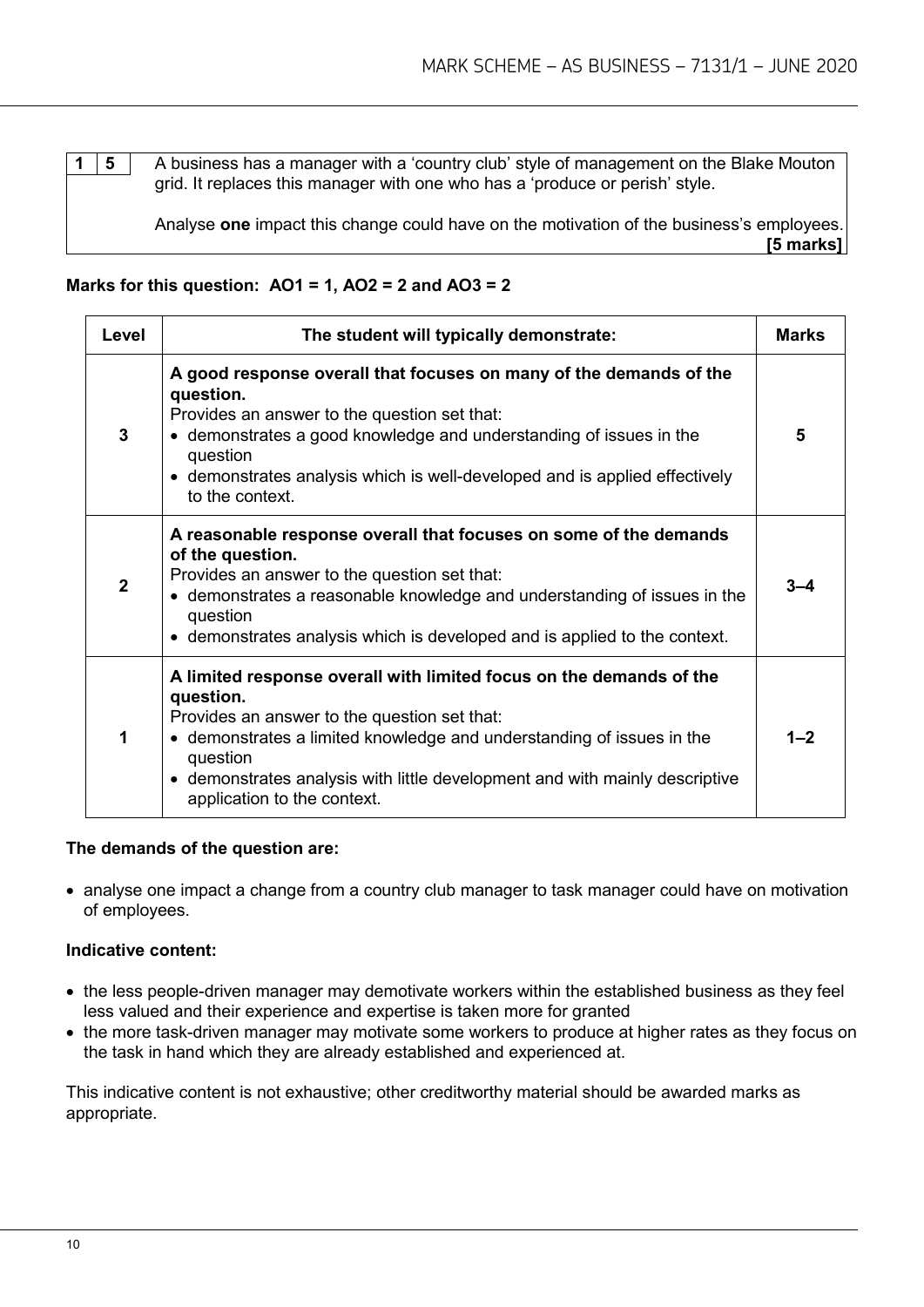| 1 | 5 | A business has a manager with a 'country club' style of management on the Blake Mouton grid. It replaces this manager with one who has a 'produce or perish' style.<br><br>Analyse **one** impact this change could have on the motivation of the business's employees. **[5 marks]** |
|---|---|---|

**Marks for this question: AO1 = 1, AO2 = 2 and AO3 = 2**

| Level | The student will typically demonstrate: | Marks |
|---|---|---|
| 3 | **A good response overall that focuses on many of the demands of the question.**<br>Provides an answer to the question set that:<br>• demonstrates a good knowledge and understanding of issues in the question<br>• demonstrates analysis which is well-developed and is applied effectively to the context. | 5 |
| 2 | **A reasonable response overall that focuses on some of the demands of the question.**<br>Provides an answer to the question set that:<br>• demonstrates a reasonable knowledge and understanding of issues in the question<br>• demonstrates analysis which is developed and is applied to the context. | 3–4 |
| 1 | **A limited response overall with limited focus on the demands of the question.**<br>Provides an answer to the question set that:<br>• demonstrates a limited knowledge and understanding of issues in the question<br>• demonstrates analysis with little development and with mainly descriptive application to the context. | 1–2 |

**The demands of the question are:**

- analyse one impact a change from a country club manager to task manager could have on motivation of employees.

**Indicative content:**

- the less people-driven manager may demotivate workers within the established business as they feel less valued and their experience and expertise is taken more for granted
- the more task-driven manager may motivate some workers to produce at higher rates as they focus on the task in hand which they are already established and experienced at.

This indicative content is not exhaustive; other creditworthy material should be awarded marks as appropriate.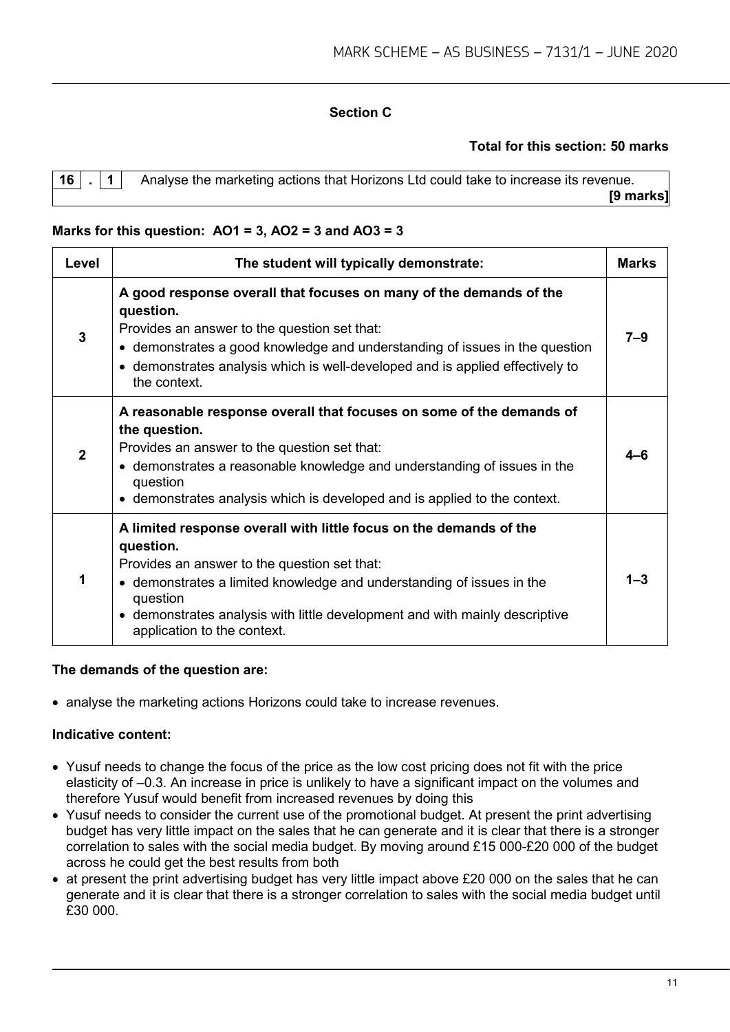## Section C

**Total for this section: 50 marks**

| 16 . 1 | Analyse the marketing actions that Horizons Ltd could take to increase its revenue. **[9 marks]** |
|---|---|

**Marks for this question: AO1 = 3, AO2 = 3 and AO3 = 3**

| Level | The student will typically demonstrate: | Marks |
|---|---|---|
| 3 | **A good response overall that focuses on many of the demands of the question.**<br>Provides an answer to the question set that:<br>• demonstrates a good knowledge and understanding of issues in the question<br>• demonstrates analysis which is well-developed and is applied effectively to the context. | 7–9 |
| 2 | **A reasonable response overall that focuses on some of the demands of the question.**<br>Provides an answer to the question set that:<br>• demonstrates a reasonable knowledge and understanding of issues in the question<br>• demonstrates analysis which is developed and is applied to the context. | 4–6 |
| 1 | **A limited response overall with little focus on the demands of the question.**<br>Provides an answer to the question set that:<br>• demonstrates a limited knowledge and understanding of issues in the question<br>• demonstrates analysis with little development and with mainly descriptive application to the context. | 1–3 |

**The demands of the question are:**

- analyse the marketing actions Horizons could take to increase revenues.

**Indicative content:**

- Yusuf needs to change the focus of the price as the low cost pricing does not fit with the price elasticity of –0.3. An increase in price is unlikely to have a significant impact on the volumes and therefore Yusuf would benefit from increased revenues by doing this
- Yusuf needs to consider the current use of the promotional budget. At present the print advertising budget has very little impact on the sales that he can generate and it is clear that there is a stronger correlation to sales with the social media budget. By moving around £15 000-£20 000 of the budget across he could get the best results from both
- at present the print advertising budget has very little impact above £20 000 on the sales that he can generate and it is clear that there is a stronger correlation to sales with the social media budget until £30 000.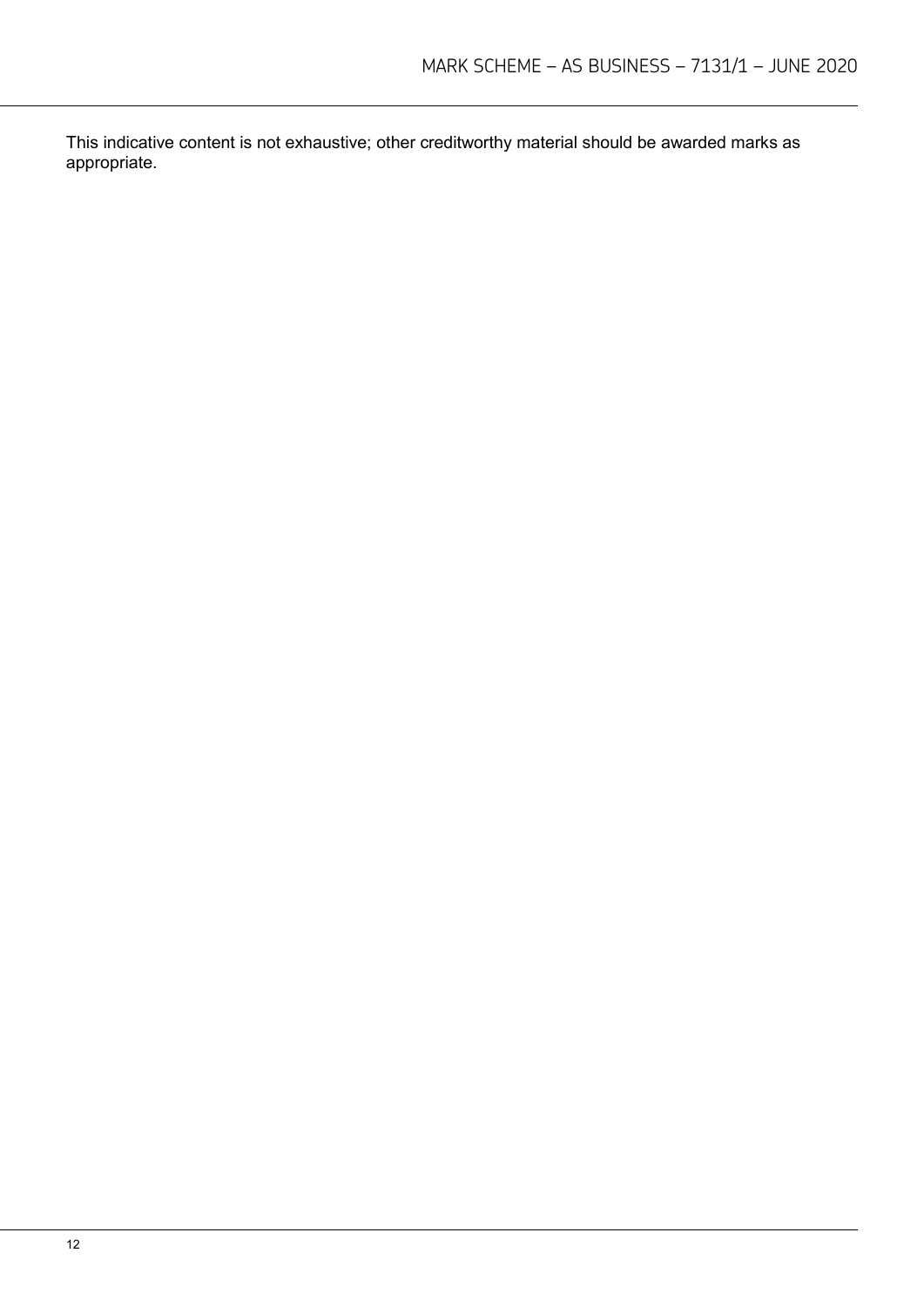This indicative content is not exhaustive; other creditworthy material should be awarded marks as appropriate.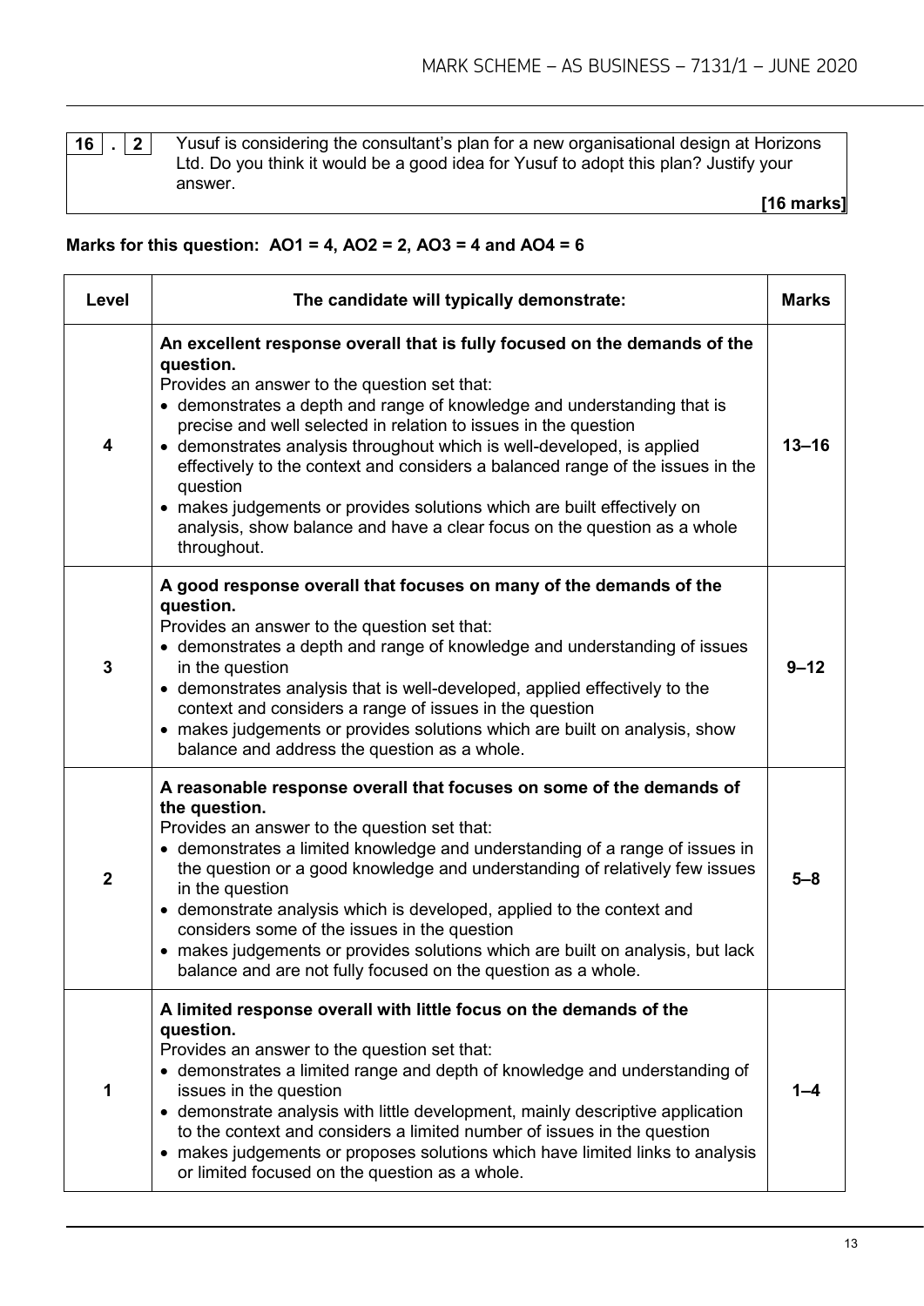| 16 . 2 | Yusuf is considering the consultant's plan for a new organisational design at Horizons Ltd. Do you think it would be a good idea for Yusuf to adopt this plan? Justify your answer. **[16 marks]** |
|---|---|

**Marks for this question: AO1 = 4, AO2 = 2, AO3 = 4 and AO4 = 6**

| Level | The candidate will typically demonstrate: | Marks |
|---|---|---|
| 4 | **An excellent response overall that is fully focused on the demands of the question.**<br>Provides an answer to the question set that:<br>• demonstrates a depth and range of knowledge and understanding that is precise and well selected in relation to issues in the question<br>• demonstrates analysis throughout which is well-developed, is applied effectively to the context and considers a balanced range of the issues in the question<br>• makes judgements or provides solutions which are built effectively on analysis, show balance and have a clear focus on the question as a whole throughout. | 13–16 |
| 3 | **A good response overall that focuses on many of the demands of the question.**<br>Provides an answer to the question set that:<br>• demonstrates a depth and range of knowledge and understanding of issues in the question<br>• demonstrates analysis that is well-developed, applied effectively to the context and considers a range of issues in the question<br>• makes judgements or provides solutions which are built on analysis, show balance and address the question as a whole. | 9–12 |
| 2 | **A reasonable response overall that focuses on some of the demands of the question.**<br>Provides an answer to the question set that:<br>• demonstrates a limited knowledge and understanding of a range of issues in the question or a good knowledge and understanding of relatively few issues in the question<br>• demonstrate analysis which is developed, applied to the context and considers some of the issues in the question<br>• makes judgements or provides solutions which are built on analysis, but lack balance and are not fully focused on the question as a whole. | 5–8 |
| 1 | **A limited response overall with little focus on the demands of the question.**<br>Provides an answer to the question set that:<br>• demonstrates a limited range and depth of knowledge and understanding of issues in the question<br>• demonstrate analysis with little development, mainly descriptive application to the context and considers a limited number of issues in the question<br>• makes judgements or proposes solutions which have limited links to analysis or limited focused on the question as a whole. | 1–4 |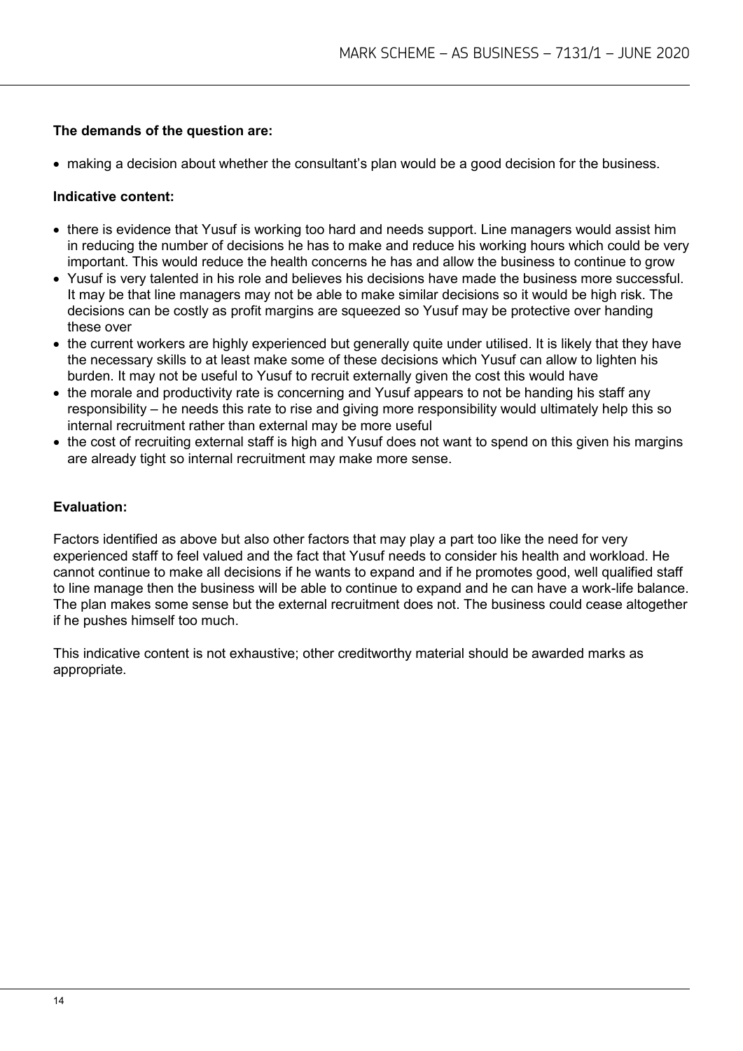**The demands of the question are:**

- making a decision about whether the consultant's plan would be a good decision for the business.

**Indicative content:**

- there is evidence that Yusuf is working too hard and needs support. Line managers would assist him in reducing the number of decisions he has to make and reduce his working hours which could be very important. This would reduce the health concerns he has and allow the business to continue to grow
- Yusuf is very talented in his role and believes his decisions have made the business more successful. It may be that line managers may not be able to make similar decisions so it would be high risk. The decisions can be costly as profit margins are squeezed so Yusuf may be protective over handing these over
- the current workers are highly experienced but generally quite under utilised. It is likely that they have the necessary skills to at least make some of these decisions which Yusuf can allow to lighten his burden. It may not be useful to Yusuf to recruit externally given the cost this would have
- the morale and productivity rate is concerning and Yusuf appears to not be handing his staff any responsibility – he needs this rate to rise and giving more responsibility would ultimately help this so internal recruitment rather than external may be more useful
- the cost of recruiting external staff is high and Yusuf does not want to spend on this given his margins are already tight so internal recruitment may make more sense.

**Evaluation:**

Factors identified as above but also other factors that may play a part too like the need for very experienced staff to feel valued and the fact that Yusuf needs to consider his health and workload. He cannot continue to make all decisions if he wants to expand and if he promotes good, well qualified staff to line manage then the business will be able to continue to expand and he can have a work-life balance. The plan makes some sense but the external recruitment does not. The business could cease altogether if he pushes himself too much.

This indicative content is not exhaustive; other creditworthy material should be awarded marks as appropriate.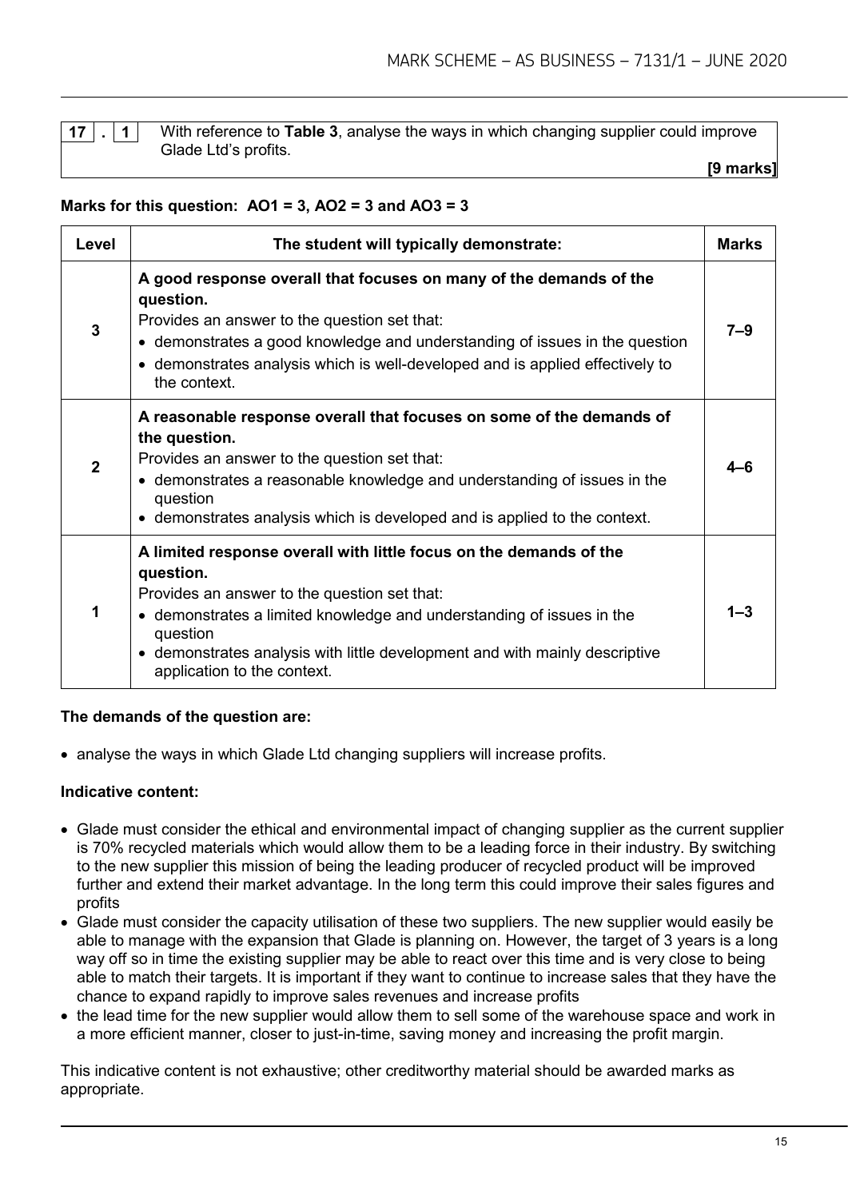| 17 . 1 | With reference to **Table 3**, analyse the ways in which changing supplier could improve Glade Ltd's profits. |
|---|---|
| | **[9 marks]** |

**Marks for this question: AO1 = 3, AO2 = 3 and AO3 = 3**

| Level | The student will typically demonstrate: | Marks |
|---|---|---|
| 3 | **A good response overall that focuses on many of the demands of the question.**<br>Provides an answer to the question set that:<br>• demonstrates a good knowledge and understanding of issues in the question<br>• demonstrates analysis which is well-developed and is applied effectively to the context. | 7–9 |
| 2 | **A reasonable response overall that focuses on some of the demands of the question.**<br>Provides an answer to the question set that:<br>• demonstrates a reasonable knowledge and understanding of issues in the question<br>• demonstrates analysis which is developed and is applied to the context. | 4–6 |
| 1 | **A limited response overall with little focus on the demands of the question.**<br>Provides an answer to the question set that:<br>• demonstrates a limited knowledge and understanding of issues in the question<br>• demonstrates analysis with little development and with mainly descriptive application to the context. | 1–3 |

**The demands of the question are:**

- analyse the ways in which Glade Ltd changing suppliers will increase profits.

**Indicative content:**

- Glade must consider the ethical and environmental impact of changing supplier as the current supplier is 70% recycled materials which would allow them to be a leading force in their industry. By switching to the new supplier this mission of being the leading producer of recycled product will be improved further and extend their market advantage. In the long term this could improve their sales figures and profits
- Glade must consider the capacity utilisation of these two suppliers. The new supplier would easily be able to manage with the expansion that Glade is planning on. However, the target of 3 years is a long way off so in time the existing supplier may be able to react over this time and is very close to being able to match their targets. It is important if they want to continue to increase sales that they have the chance to expand rapidly to improve sales revenues and increase profits
- the lead time for the new supplier would allow them to sell some of the warehouse space and work in a more efficient manner, closer to just-in-time, saving money and increasing the profit margin.

This indicative content is not exhaustive; other creditworthy material should be awarded marks as appropriate.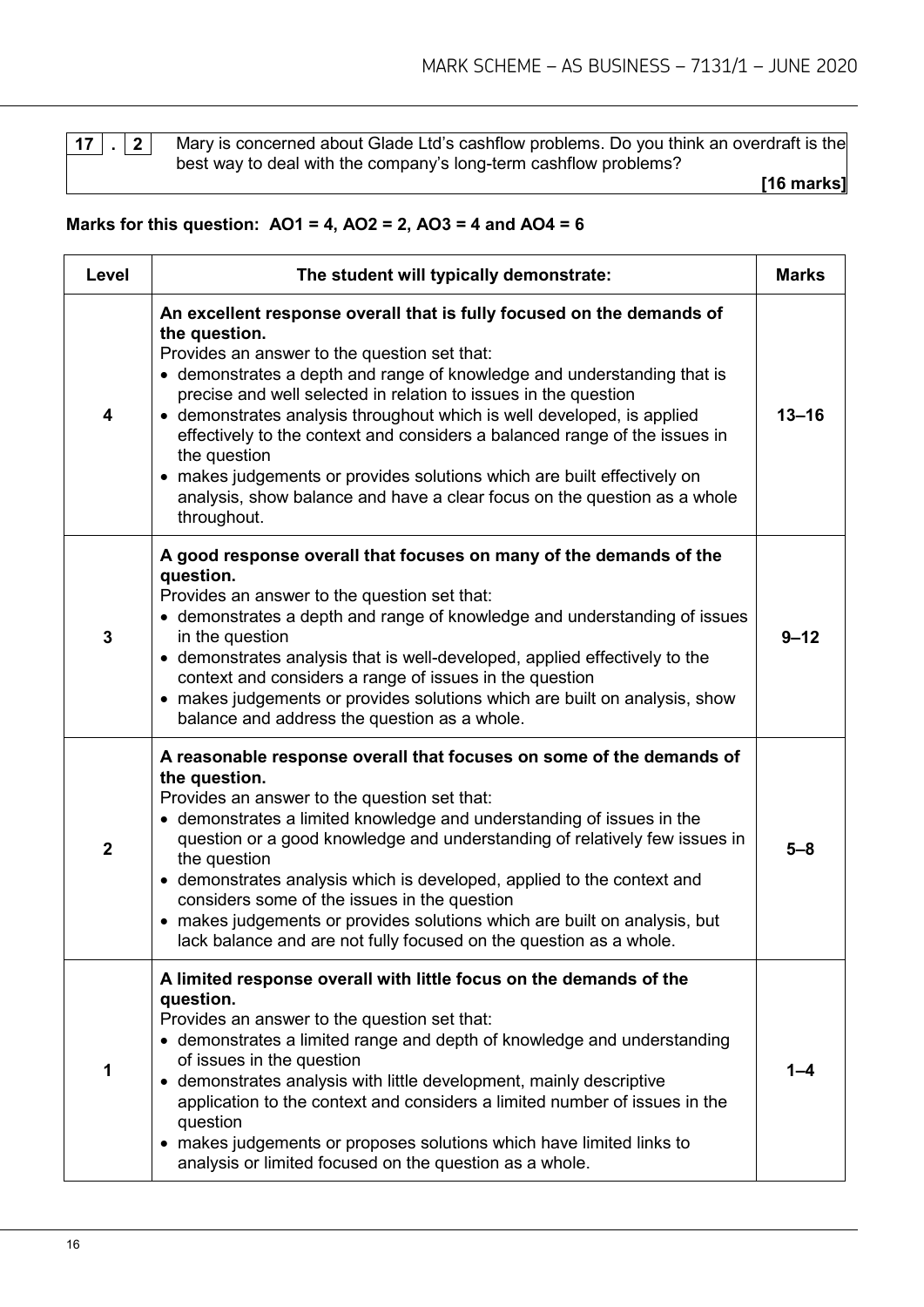**17 . 2** Mary is concerned about Glade Ltd's cashflow problems. Do you think an overdraft is the best way to deal with the company's long-term cashflow problems?

**[16 marks]**

**Marks for this question: AO1 = 4, AO2 = 2, AO3 = 4 and AO4 = 6**

| Level | The student will typically demonstrate: | Marks |
|---|---|---|
| 4 | **An excellent response overall that is fully focused on the demands of the question.**<br>Provides an answer to the question set that:<br>• demonstrates a depth and range of knowledge and understanding that is precise and well selected in relation to issues in the question<br>• demonstrates analysis throughout which is well developed, is applied effectively to the context and considers a balanced range of the issues in the question<br>• makes judgements or provides solutions which are built effectively on analysis, show balance and have a clear focus on the question as a whole throughout. | 13–16 |
| 3 | **A good response overall that focuses on many of the demands of the question.**<br>Provides an answer to the question set that:<br>• demonstrates a depth and range of knowledge and understanding of issues in the question<br>• demonstrates analysis that is well-developed, applied effectively to the context and considers a range of issues in the question<br>• makes judgements or provides solutions which are built on analysis, show balance and address the question as a whole. | 9–12 |
| 2 | **A reasonable response overall that focuses on some of the demands of the question.**<br>Provides an answer to the question set that:<br>• demonstrates a limited knowledge and understanding of issues in the question or a good knowledge and understanding of relatively few issues in the question<br>• demonstrates analysis which is developed, applied to the context and considers some of the issues in the question<br>• makes judgements or provides solutions which are built on analysis, but lack balance and are not fully focused on the question as a whole. | 5–8 |
| 1 | **A limited response overall with little focus on the demands of the question.**<br>Provides an answer to the question set that:<br>• demonstrates a limited range and depth of knowledge and understanding of issues in the question<br>• demonstrates analysis with little development, mainly descriptive application to the context and considers a limited number of issues in the question<br>• makes judgements or proposes solutions which have limited links to analysis or limited focused on the question as a whole. | 1–4 |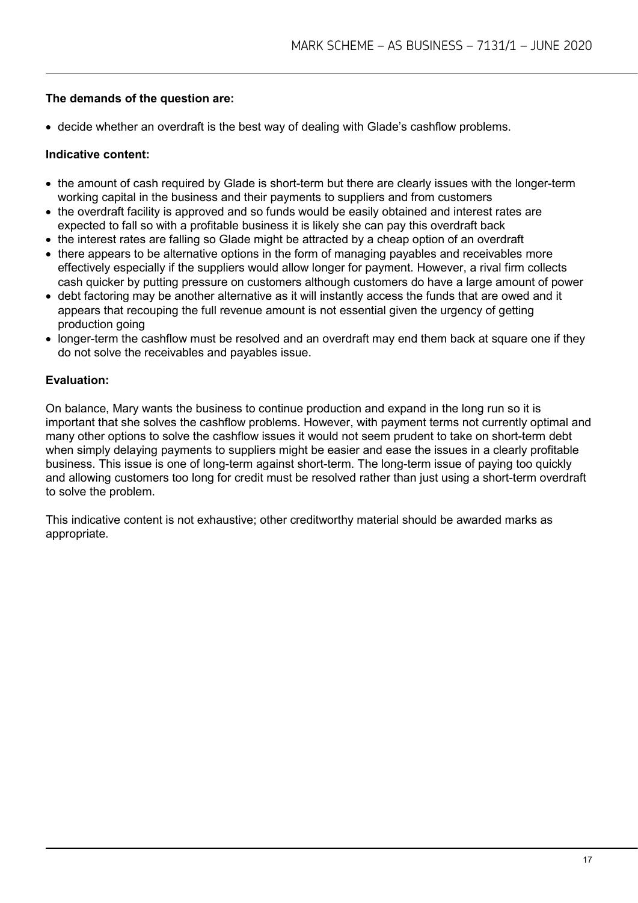**The demands of the question are:**

- decide whether an overdraft is the best way of dealing with Glade's cashflow problems.

**Indicative content:**

- the amount of cash required by Glade is short-term but there are clearly issues with the longer-term working capital in the business and their payments to suppliers and from customers
- the overdraft facility is approved and so funds would be easily obtained and interest rates are expected to fall so with a profitable business it is likely she can pay this overdraft back
- the interest rates are falling so Glade might be attracted by a cheap option of an overdraft
- there appears to be alternative options in the form of managing payables and receivables more effectively especially if the suppliers would allow longer for payment. However, a rival firm collects cash quicker by putting pressure on customers although customers do have a large amount of power
- debt factoring may be another alternative as it will instantly access the funds that are owed and it appears that recouping the full revenue amount is not essential given the urgency of getting production going
- longer-term the cashflow must be resolved and an overdraft may end them back at square one if they do not solve the receivables and payables issue.

**Evaluation:**

On balance, Mary wants the business to continue production and expand in the long run so it is important that she solves the cashflow problems. However, with payment terms not currently optimal and many other options to solve the cashflow issues it would not seem prudent to take on short-term debt when simply delaying payments to suppliers might be easier and ease the issues in a clearly profitable business. This issue is one of long-term against short-term. The long-term issue of paying too quickly and allowing customers too long for credit must be resolved rather than just using a short-term overdraft to solve the problem.

This indicative content is not exhaustive; other creditworthy material should be awarded marks as appropriate.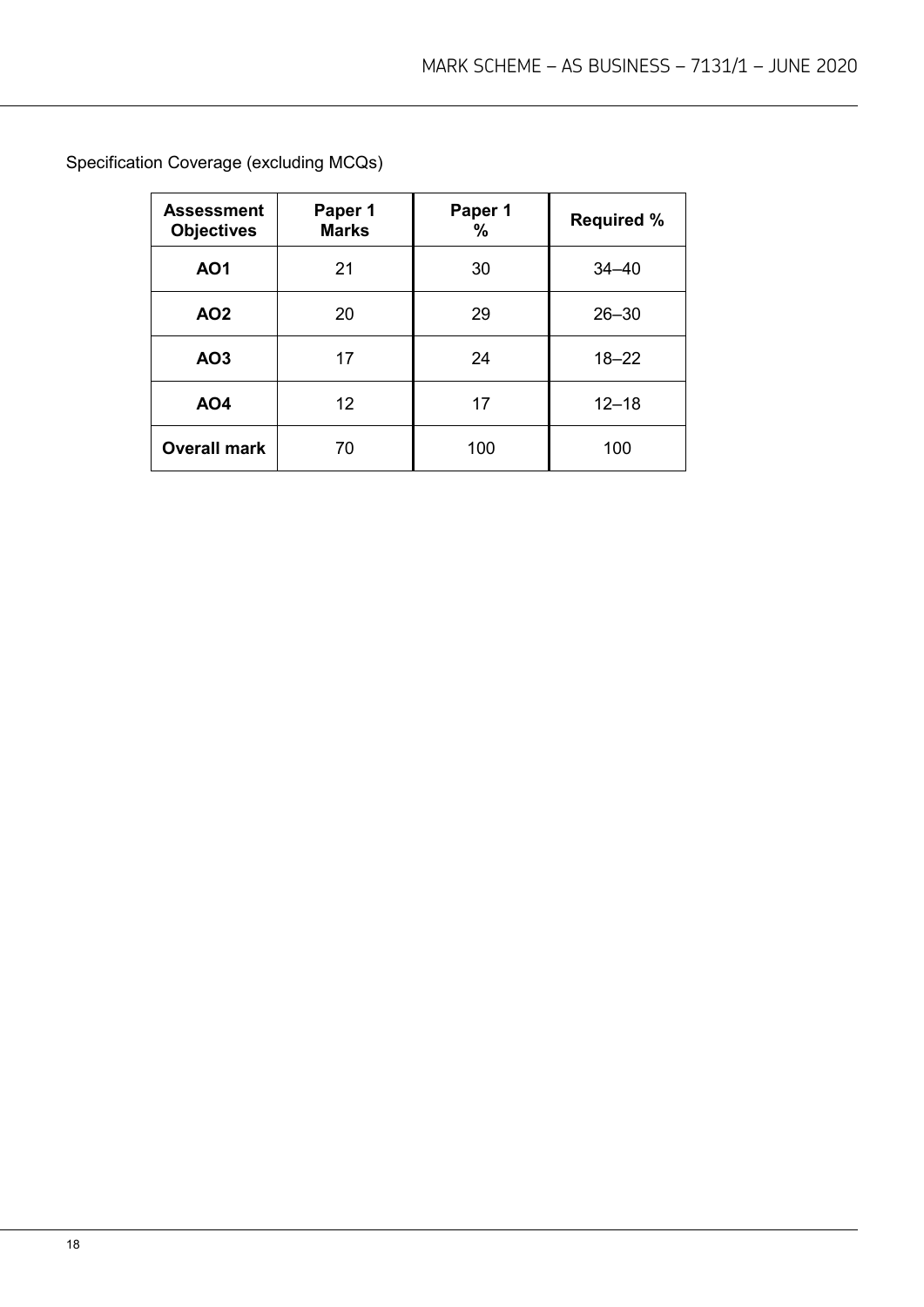Specification Coverage (excluding MCQs)

| Assessment Objectives | Paper 1 Marks | Paper 1 % | Required % |
|---|---|---|---|
| **AO1** | 21 | 30 | 34–40 |
| **AO2** | 20 | 29 | 26–30 |
| **AO3** | 17 | 24 | 18–22 |
| **AO4** | 12 | 17 | 12–18 |
| **Overall mark** | 70 | 100 | 100 |